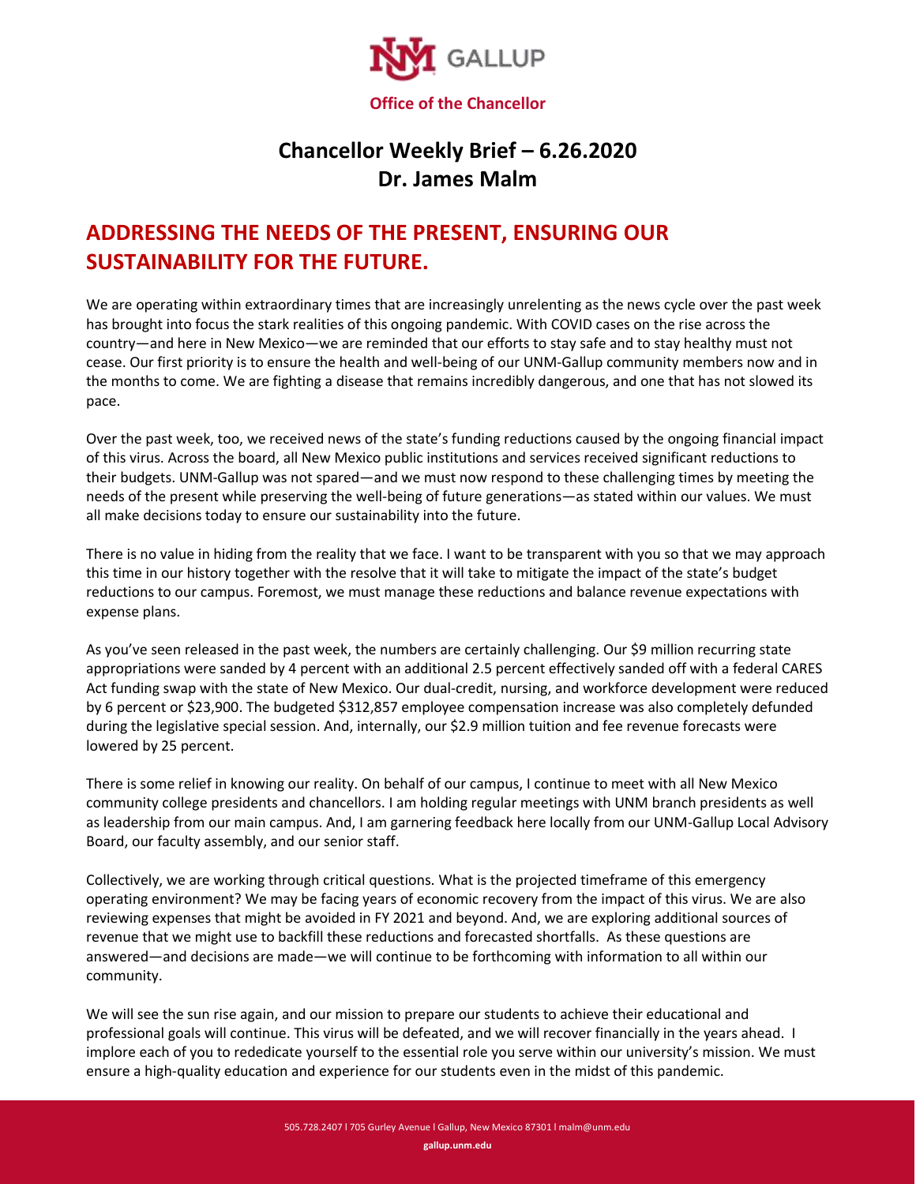GALLUP

**Office of the Chancellor**

# Chancellor Weekly Brief – 6.26.2020
# Dr. James Malm

## ADDRESSING THE NEEDS OF THE PRESENT, ENSURING OUR SUSTAINABILITY FOR THE FUTURE.

We are operating within extraordinary times that are increasingly unrelenting as the news cycle over the past week has brought into focus the stark realities of this ongoing pandemic. With COVID cases on the rise across the country—and here in New Mexico—we are reminded that our efforts to stay safe and to stay healthy must not cease. Our first priority is to ensure the health and well-being of our UNM-Gallup community members now and in the months to come. We are fighting a disease that remains incredibly dangerous, and one that has not slowed its pace.

Over the past week, too, we received news of the state's funding reductions caused by the ongoing financial impact of this virus. Across the board, all New Mexico public institutions and services received significant reductions to their budgets. UNM-Gallup was not spared—and we must now respond to these challenging times by meeting the needs of the present while preserving the well-being of future generations—as stated within our values. We must all make decisions today to ensure our sustainability into the future.

There is no value in hiding from the reality that we face. I want to be transparent with you so that we may approach this time in our history together with the resolve that it will take to mitigate the impact of the state's budget reductions to our campus. Foremost, we must manage these reductions and balance revenue expectations with expense plans.

As you've seen released in the past week, the numbers are certainly challenging. Our $9 million recurring state appropriations were sanded by 4 percent with an additional 2.5 percent effectively sanded off with a federal CARES Act funding swap with the state of New Mexico. Our dual-credit, nursing, and workforce development were reduced by 6 percent or $23,900. The budgeted $312,857 employee compensation increase was also completely defunded during the legislative special session. And, internally, our $2.9 million tuition and fee revenue forecasts were lowered by 25 percent.

There is some relief in knowing our reality. On behalf of our campus, I continue to meet with all New Mexico community college presidents and chancellors. I am holding regular meetings with UNM branch presidents as well as leadership from our main campus. And, I am garnering feedback here locally from our UNM-Gallup Local Advisory Board, our faculty assembly, and our senior staff.

Collectively, we are working through critical questions. What is the projected timeframe of this emergency operating environment? We may be facing years of economic recovery from the impact of this virus. We are also reviewing expenses that might be avoided in FY 2021 and beyond. And, we are exploring additional sources of revenue that we might use to backfill these reductions and forecasted shortfalls. As these questions are answered—and decisions are made—we will continue to be forthcoming with information to all within our community.

We will see the sun rise again, and our mission to prepare our students to achieve their educational and professional goals will continue. This virus will be defeated, and we will recover financially in the years ahead. I implore each of you to rededicate yourself to the essential role you serve within our university's mission. We must ensure a high-quality education and experience for our students even in the midst of this pandemic.

505.728.2407 l 705 Gurley Avenue l Gallup, New Mexico 87301 l malm@unm.edu

gallup.unm.edu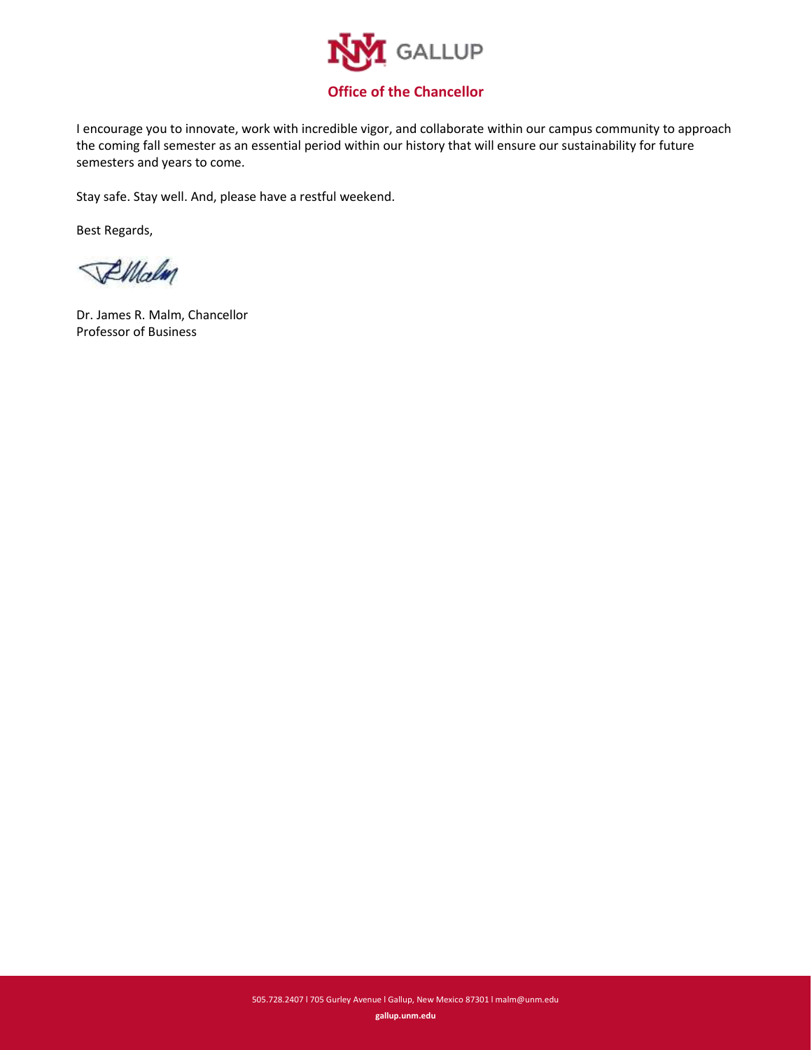Office of the Chancellor

I encourage you to innovate, work with incredible vigor, and collaborate within our campus community to approach the coming fall semester as an essential period within our history that will ensure our sustainability for future semesters and years to come.

Stay safe. Stay well. And, please have a restful weekend.

Best Regards,

Dr. James R. Malm, Chancellor
Professor of Business

505.728.2407 l 705 Gurley Avenue l Gallup, New Mexico 87301 l malm@unm.edu

**gallup.unm.edu**